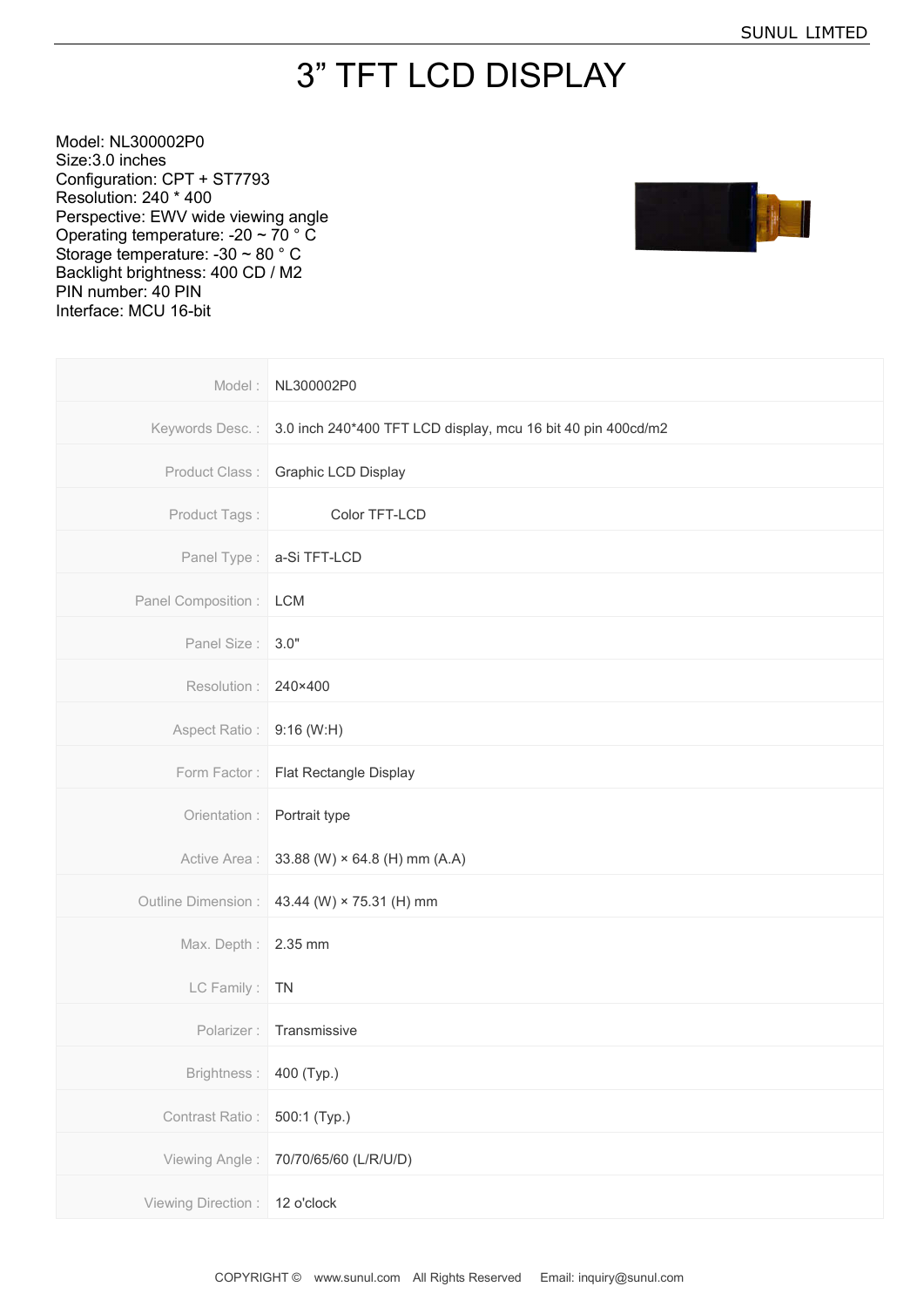# 3” TFT LCD DISPLAY

Model: NL300002P0
Size:3.0 inches
Configuration: CPT + ST7793
Resolution: 240 * 400
Perspective: EWV wide viewing angle
Operating temperature: -20 ~ 70 ° C
Storage temperature: -30 ~ 80 ° C
Backlight brightness: 400 CD / M2
PIN number: 40 PIN
Interface: MCU 16-bit

| | |
|---|---|
| Model : | NL300002P0 |
| Keywords Desc. : | 3.0 inch 240*400 TFT LCD display, mcu 16 bit 40 pin 400cd/m2 |
| Product Class : | Graphic LCD Display |
| Product Tags : | Color TFT-LCD |
| Panel Type : | a-Si TFT-LCD |
| Panel Composition : | LCM |
| Panel Size : | 3.0" |
| Resolution : | 240×400 |
| Aspect Ratio : | 9:16 (W:H) |
| Form Factor : | Flat Rectangle Display |
| Orientation : | Portrait type |
| Active Area : | 33.88 (W) × 64.8 (H) mm (A.A) |
| Outline Dimension : | 43.44 (W) × 75.31 (H) mm |
| Max. Depth : | 2.35 mm |
| LC Family : | TN |
| Polarizer : | Transmissive |
| Brightness : | 400 (Typ.) |
| Contrast Ratio : | 500:1 (Typ.) |
| Viewing Angle : | 70/70/65/60 (L/R/U/D) |
| Viewing Direction : | 12 o'clock |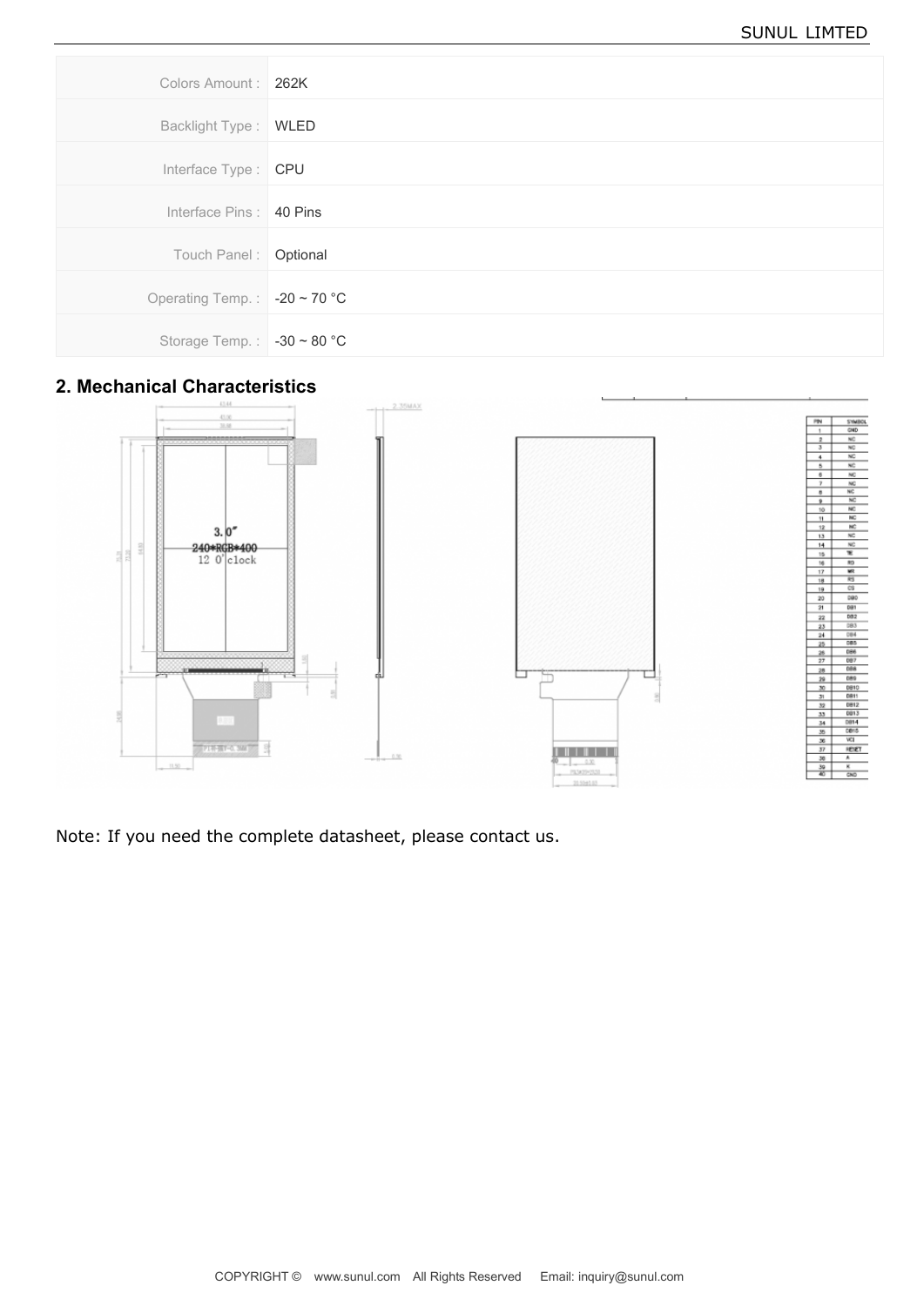| | |
|---|---|
| Colors Amount : | 262K |
| Backlight Type : | WLED |
| Interface Type : | CPU |
| Interface Pins : | 40 Pins |
| Touch Panel : | Optional |
| Operating Temp. : | -20 ~ 70 °C |
| Storage Temp. : | -30 ~ 80 °C |

## 2. Mechanical Characteristics

3.0"
240*RGB*400
12 0'clock

| PIN | SYMBOL |
|---|---|
| 1 | GND |
| 2 | NC |
| 3 | NC |
| 4 | NC |
| 5 | NC |
| 6 | NC |
| 7 | NC |
| 8 | NC |
| 9 | NC |
| 10 | NC |
| 11 | NC |
| 12 | NC |
| 13 | NC |
| 14 | NC |
| 15 | TE |
| 16 | RD |
| 17 | WR |
| 18 | RS |
| 19 | CS |
| 20 | DB0 |
| 21 | DB1 |
| 22 | DB2 |
| 23 | DB3 |
| 24 | DB4 |
| 25 | DB5 |
| 26 | DB6 |
| 27 | DB7 |
| 28 | DB8 |
| 29 | DB9 |
| 30 | DB10 |
| 31 | DB11 |
| 32 | DB12 |
| 33 | DB13 |
| 34 | DB14 |
| 35 | DB15 |
| 36 | VCI |
| 37 | RESET |
| 38 | A |
| 39 | K |
| 40 | GND |

Note: If you need the complete datasheet, please contact us.